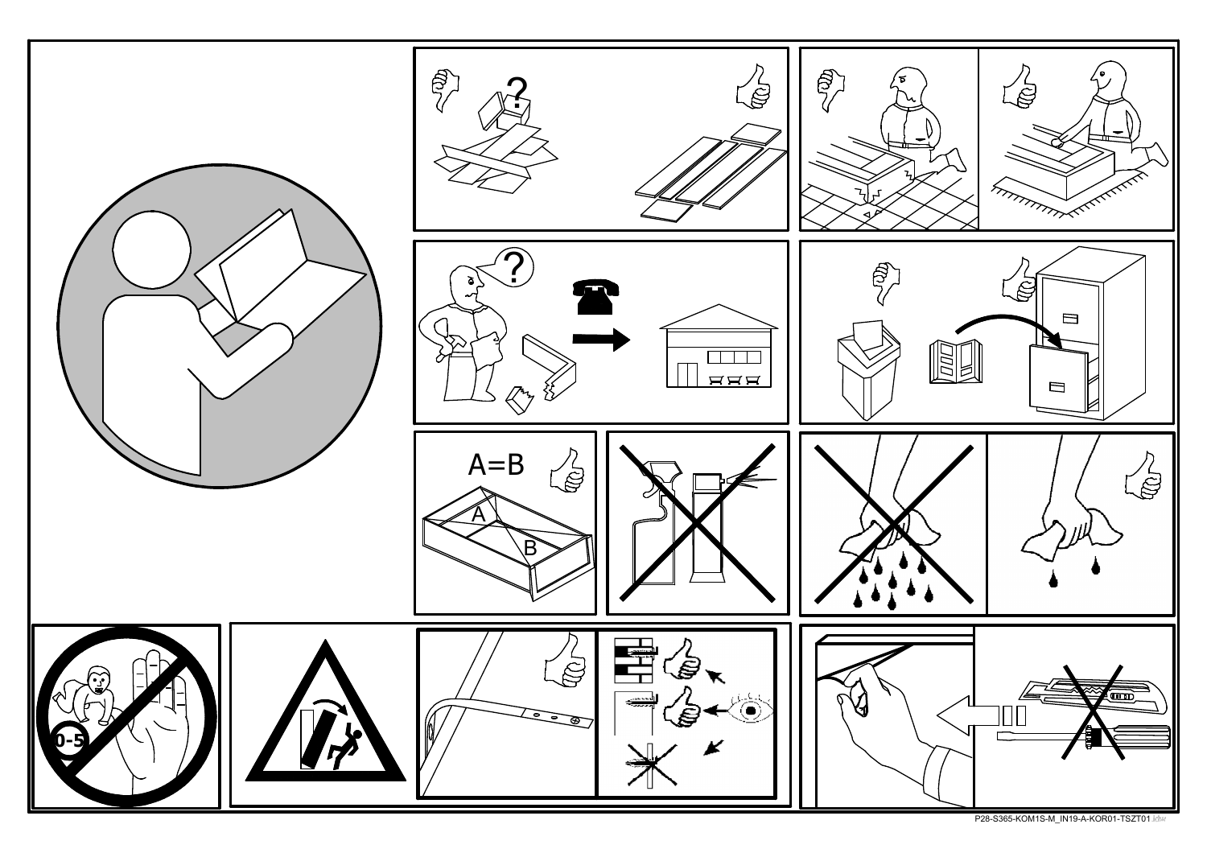?

?

A=B

A

B

0-5

P28-S365-KOM1S-M_IN19-A-KOR01-TSZT01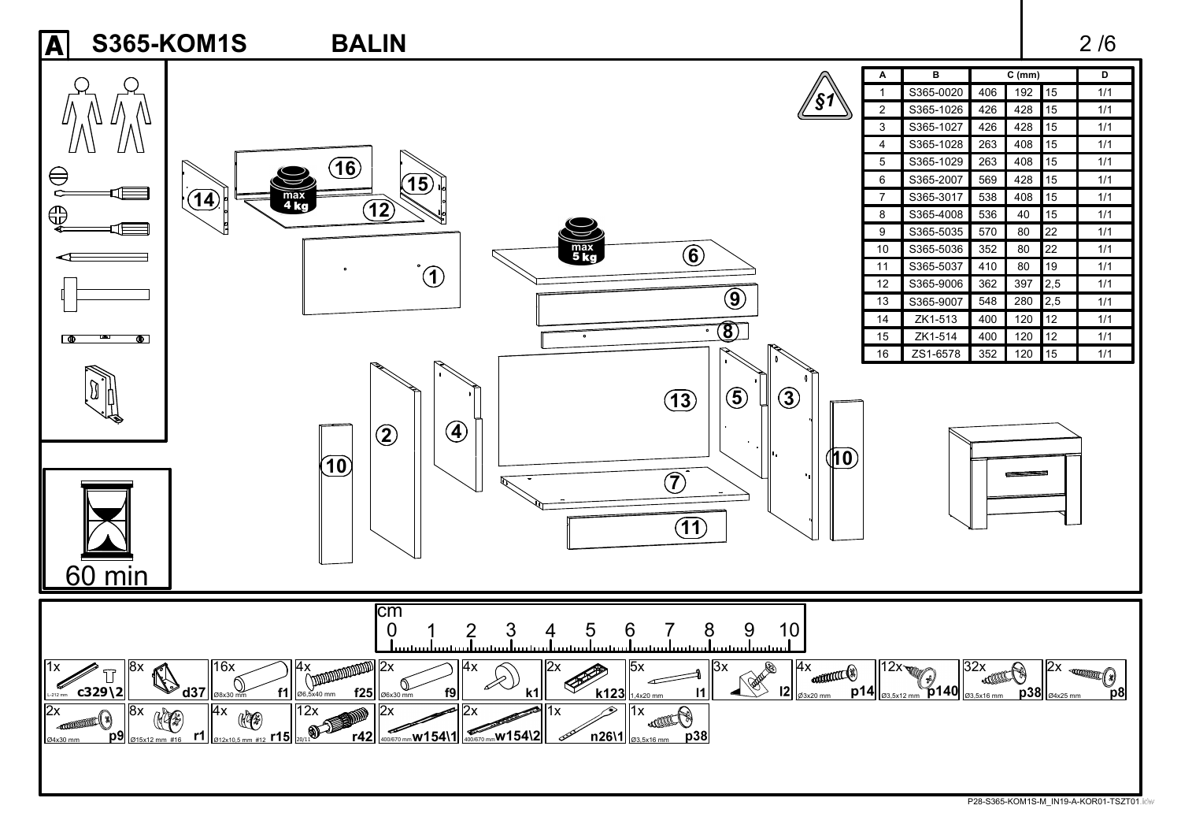# A S365-KOM1S BALIN

§1

| A | B | C (mm) | | | D |
|---|---|---|---|---|---|
| 1 | S365-0020 | 406 | 192 | 15 | 1/1 |
| 2 | S365-1026 | 426 | 428 | 15 | 1/1 |
| 3 | S365-1027 | 426 | 428 | 15 | 1/1 |
| 4 | S365-1028 | 263 | 408 | 15 | 1/1 |
| 5 | S365-1029 | 263 | 408 | 15 | 1/1 |
| 6 | S365-2007 | 569 | 428 | 15 | 1/1 |
| 7 | S365-3017 | 538 | 408 | 15 | 1/1 |
| 8 | S365-4008 | 536 | 40 | 15 | 1/1 |
| 9 | S365-5035 | 570 | 80 | 22 | 1/1 |
| 10 | S365-5036 | 352 | 80 | 22 | 1/1 |
| 11 | S365-5037 | 410 | 80 | 19 | 1/1 |
| 12 | S365-9006 | 362 | 397 | 2,5 | 1/1 |
| 13 | S365-9007 | 548 | 280 | 2,5 | 1/1 |
| 14 | ZK1-513 | 400 | 120 | 12 | 1/1 |
| 15 | ZK1-514 | 400 | 120 | 12 | 1/1 |
| 16 | ZS1-6578 | 352 | 120 | 15 | 1/1 |

max 4 kg

max 5 kg

60 min

cm 0 1 2 3 4 5 6 7 8 9 10

- 1x c329\2 (L-212 mm)
- 8x d37
- 16x f1 (Ø8x30 mm)
- 4x f25 (Ø6,5x40 mm)
- 2x f9 (Ø6x30 mm)
- 4x k1
- 2x k123
- 5x l1 (1,4x20 mm)
- 3x l2
- 4x p14 (Ø3x20 mm)
- 12x p140 (Ø3,5x12 mm)
- 32x p38 (Ø3,5x16 mm)
- 2x p8 (Ø4x25 mm)
- 2x p9 (Ø4x30 mm)
- 8x r1 (Ø15x12 mm #16)
- 4x r15 (Ø12x10,5 mm #12)
- 12x r42 (20/11)
- 2x w154\1 (400/670 mm)
- 2x w154\2 (400/670 mm)
- 1x n26\1
- 1x p38 (Ø3,5x16 mm)

P28-S365-KOM1S-M_IN19-A-KOR01-TSZT01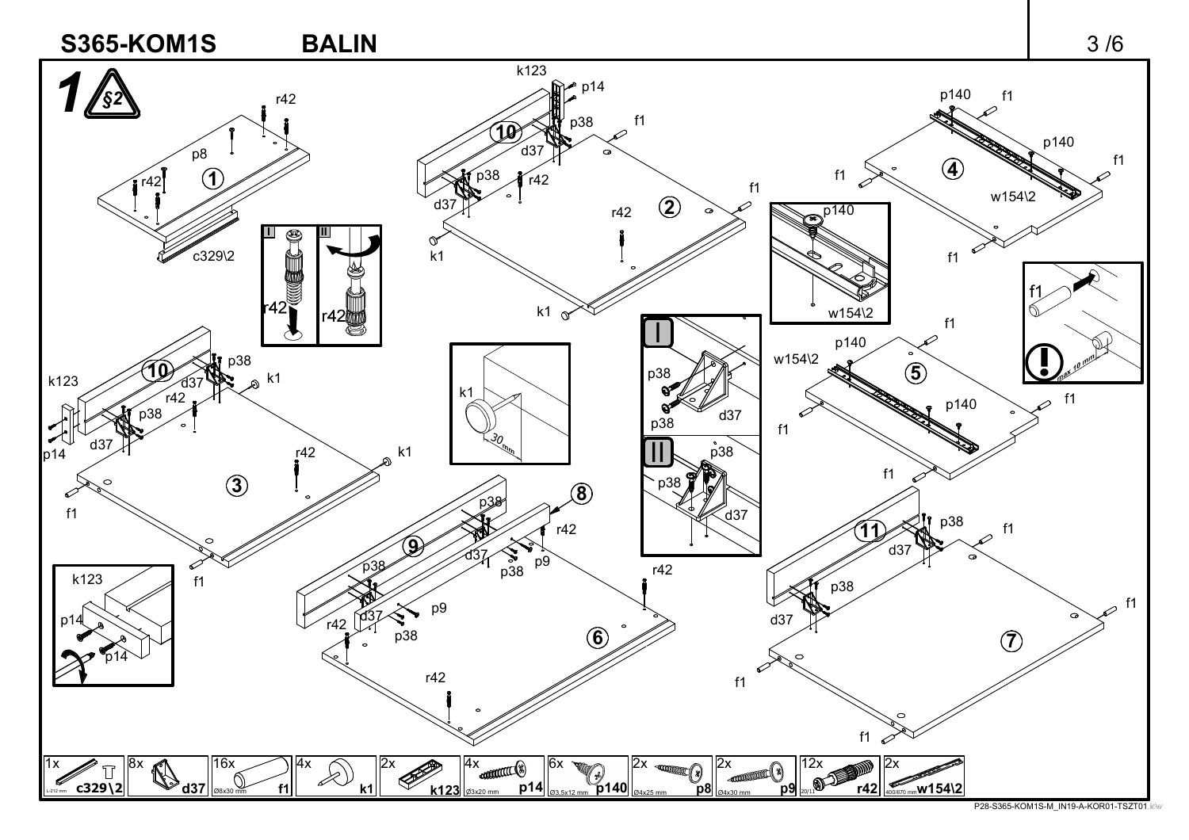**S365-KOM1S** **BALIN**

**1** §2

| 1x c329\2 | 8x d37 | 16x f1 | 4x k1 | 2x k123 | 4x p14 | 6x p140 | 2x p8 | 2x p9 | 12x r42 | 2x w154\2 |
|---|---|---|---|---|---|---|---|---|---|---|
| L-212 mm | | Ø8x30 mm | | | Ø3x20 mm | Ø3,5x12 mm | Ø4x25 mm | Ø4x30 mm | 20/11 | 400/670 mm |

max 10 mm

30 mm

P28-S365-KOM1S-M_IN19-A-KOR01-TSZT01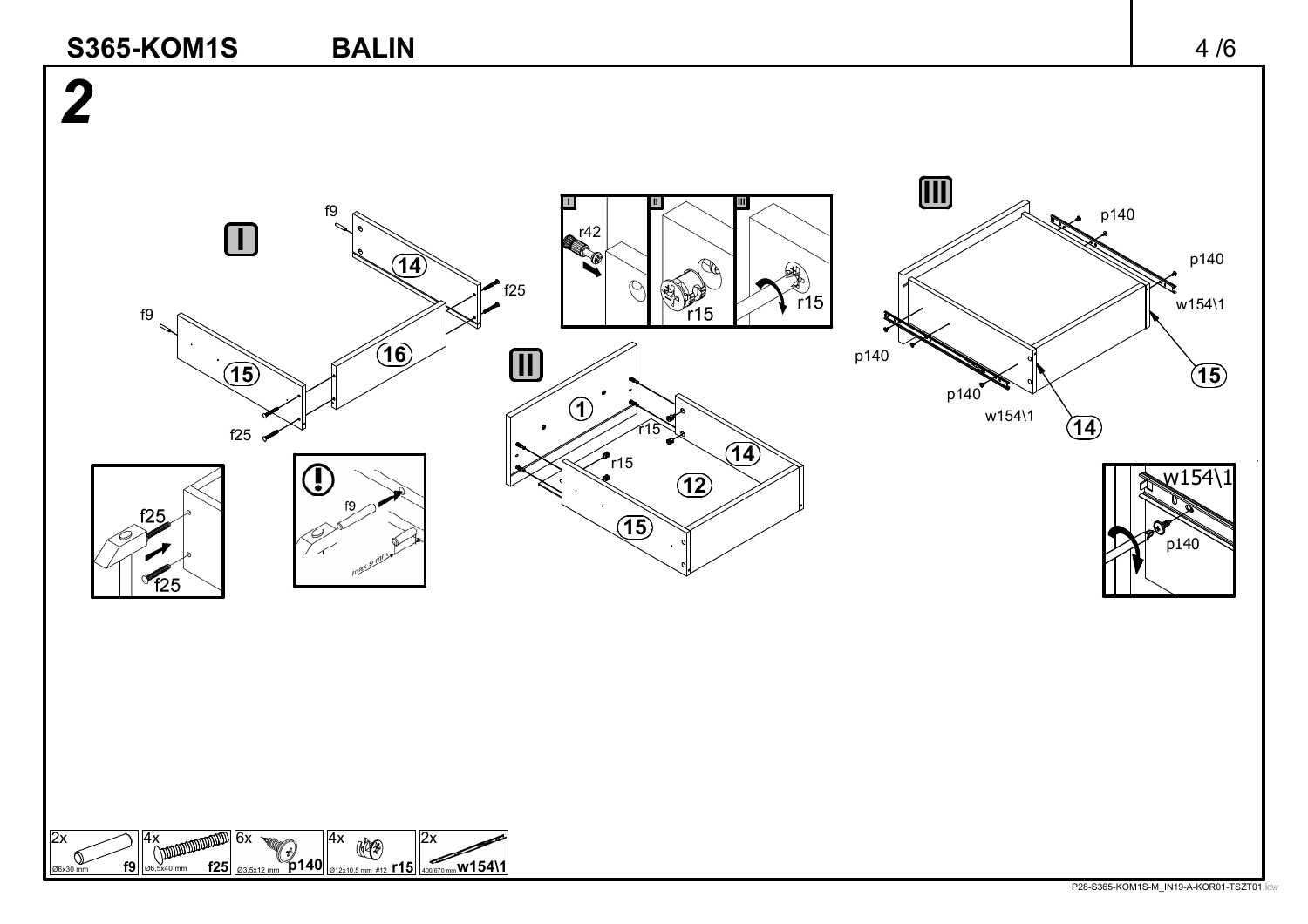# 2

## I

f9

14

f25

f9

16

15

f25

f25

f25

f9

max 9 mm

## II

r42

r15

r15

1

r15

14

r15

12

15

## III

p140

p140

w154\1

p140

p140

w154\1

15

14

w154\1

p140

| 2x | 4x | 6x | 4x | 2x |
| --- | --- | --- | --- | --- |
| Ø6x30 mm **f9** | Ø6,5x40 mm **f25** | Ø3,5x12 mm **p140** | Ø12x10,5 mm #12 **r15** | 400/670 mm **w154\1** |

P28-S365-KOM1S-M_IN19-A-KOR01-TSZT01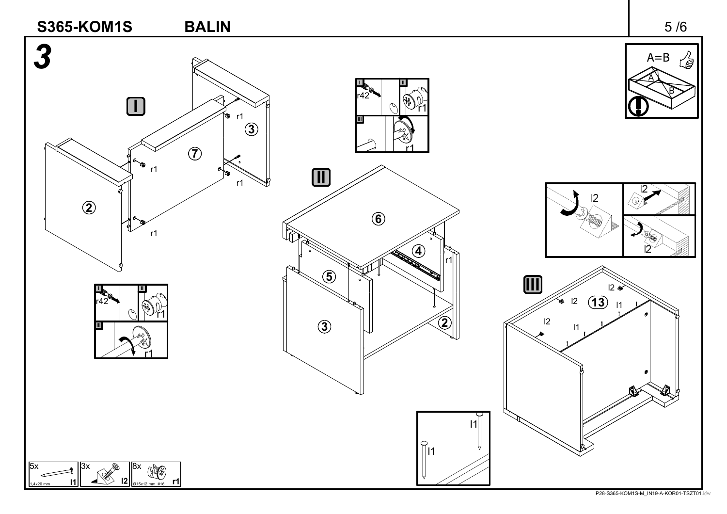# 3

**I**

**II**

**III**

A=B

5x 1,4x20 mm l1

3x l2

8x Ø15x12 mm #16 r1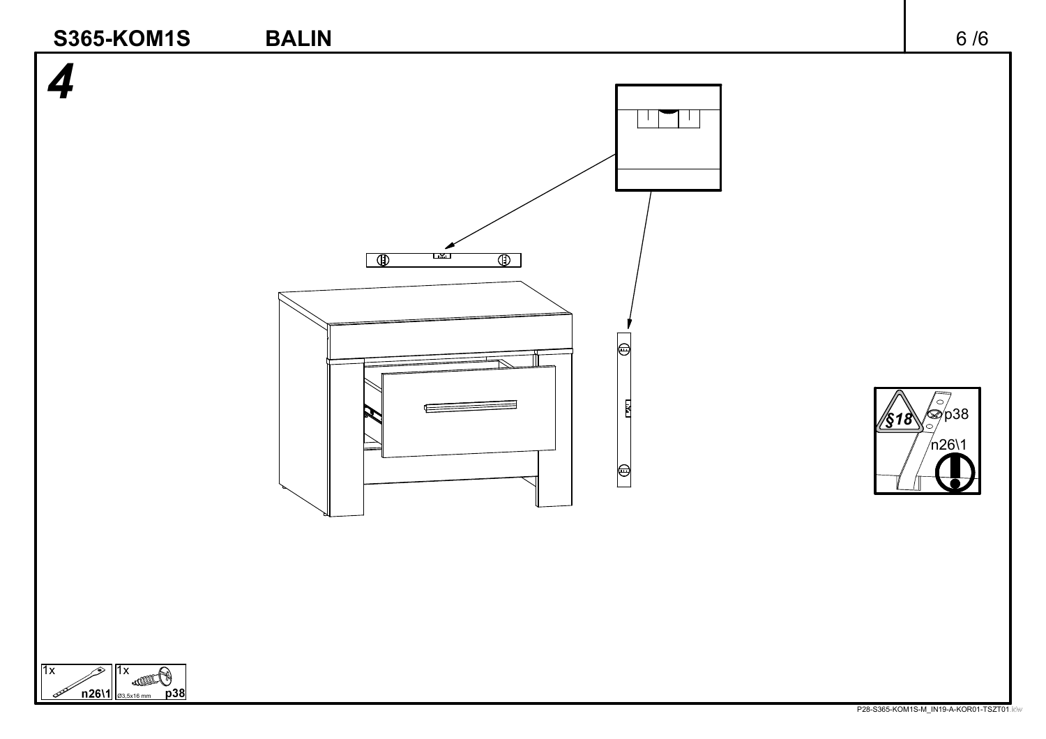S365-KOM1S BALIN

# 4

§18 p38 n26\1

1x n26\1

1x Ø3,5x16 mm p38

P28-S365-KOM1S-M_IN19-A-KOR01-TSZT01